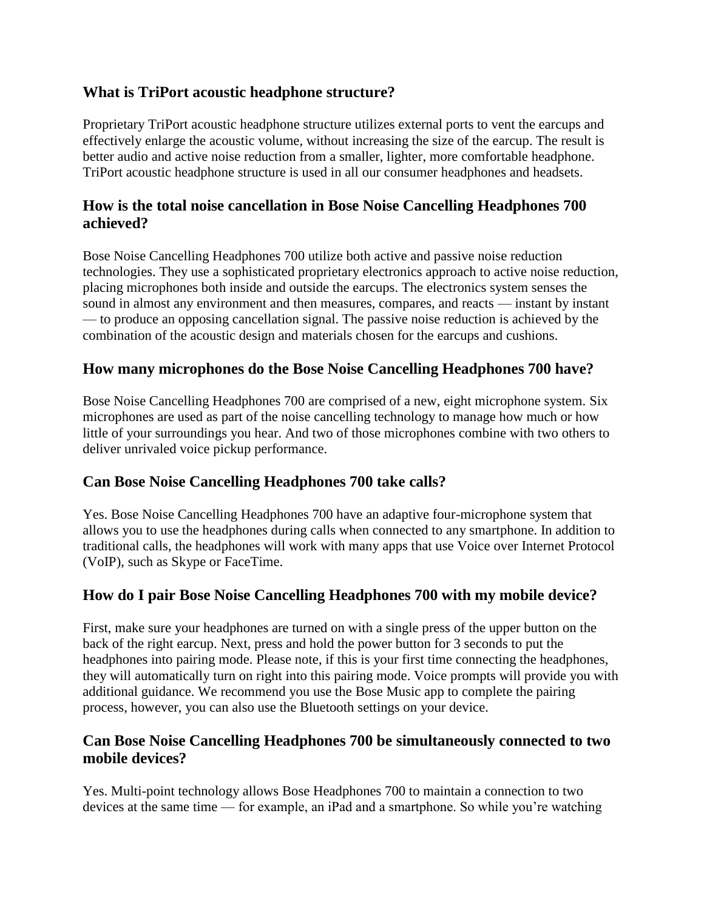### What is TriPort acoustic headphone structure?

Proprietary TriPort acoustic headphone structure utilizes external ports to vent the earcups and effectively enlarge the acoustic volume, without increasing the size of the earcup. The result is better audio and active noise reduction from a smaller, lighter, more comfortable headphone. TriPort acoustic headphone structure is used in all our consumer headphones and headsets.

### How is the total noise cancellation in Bose Noise Cancelling Headphones 700 achieved?

Bose Noise Cancelling Headphones 700 utilize both active and passive noise reduction technologies. They use a sophisticated proprietary electronics approach to active noise reduction, placing microphones both inside and outside the earcups. The electronics system senses the sound in almost any environment and then measures, compares, and reacts — instant by instant — to produce an opposing cancellation signal. The passive noise reduction is achieved by the combination of the acoustic design and materials chosen for the earcups and cushions.

### How many microphones do the Bose Noise Cancelling Headphones 700 have?

Bose Noise Cancelling Headphones 700 are comprised of a new, eight microphone system. Six microphones are used as part of the noise cancelling technology to manage how much or how little of your surroundings you hear. And two of those microphones combine with two others to deliver unrivaled voice pickup performance.

### Can Bose Noise Cancelling Headphones 700 take calls?

Yes. Bose Noise Cancelling Headphones 700 have an adaptive four-microphone system that allows you to use the headphones during calls when connected to any smartphone. In addition to traditional calls, the headphones will work with many apps that use Voice over Internet Protocol (VoIP), such as Skype or FaceTime.

### How do I pair Bose Noise Cancelling Headphones 700 with my mobile device?

First, make sure your headphones are turned on with a single press of the upper button on the back of the right earcup. Next, press and hold the power button for 3 seconds to put the headphones into pairing mode. Please note, if this is your first time connecting the headphones, they will automatically turn on right into this pairing mode. Voice prompts will provide you with additional guidance. We recommend you use the Bose Music app to complete the pairing process, however, you can also use the Bluetooth settings on your device.

### Can Bose Noise Cancelling Headphones 700 be simultaneously connected to two mobile devices?

Yes. Multi-point technology allows Bose Headphones 700 to maintain a connection to two devices at the same time — for example, an iPad and a smartphone. So while you're watching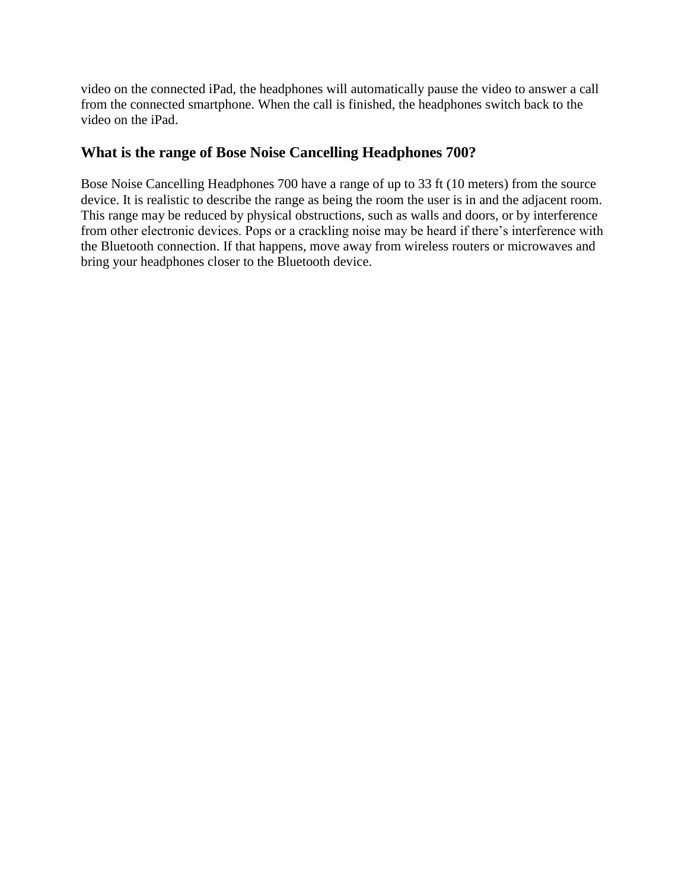video on the connected iPad, the headphones will automatically pause the video to answer a call from the connected smartphone. When the call is finished, the headphones switch back to the video on the iPad.

## What is the range of Bose Noise Cancelling Headphones 700?

Bose Noise Cancelling Headphones 700 have a range of up to 33 ft (10 meters) from the source device. It is realistic to describe the range as being the room the user is in and the adjacent room. This range may be reduced by physical obstructions, such as walls and doors, or by interference from other electronic devices. Pops or a crackling noise may be heard if there's interference with the Bluetooth connection. If that happens, move away from wireless routers or microwaves and bring your headphones closer to the Bluetooth device.